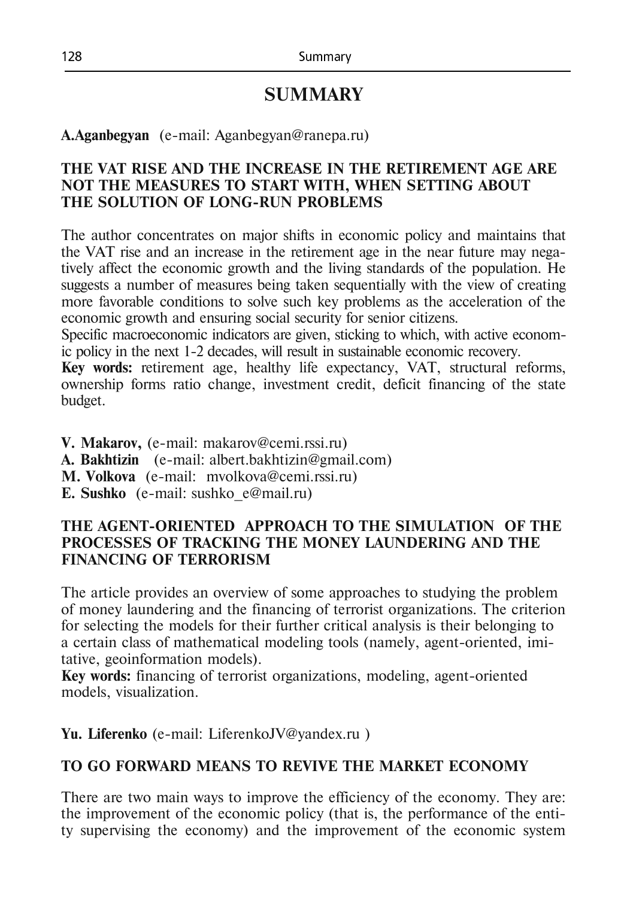# SUMMARY

**A.Aganbegyan** (e-mail: Aganbegyan@ranepa.ru)

**THE VAT RISE AND THE INCREASE IN THE RETIREMENT AGE ARE NOT THE MEASURES TO START WITH, WHEN SETTING ABOUT THE SOLUTION OF LONG-RUN PROBLEMS**

The author concentrates on major shifts in economic policy and maintains that the VAT rise and an increase in the retirement age in the near future may negatively affect the economic growth and the living standards of the population. He suggests a number of measures being taken sequentially with the view of creating more favorable conditions to solve such key problems as the acceleration of the economic growth and ensuring social security for senior citizens.
Specific macroeconomic indicators are given, sticking to which, with active economic policy in the next 1-2 decades, will result in sustainable economic recovery.
**Key words:** retirement age, healthy life expectancy, VAT, structural reforms, ownership forms ratio change, investment credit, deficit financing of the state budget.

**V. Makarov,** (e-mail: makarov@cemi.rssi.ru)
**A. Bakhtizin** (e-mail: albert.bakhtizin@gmail.com)
**M. Volkova** (e-mail: mvolkova@cemi.rssi.ru)
**E. Sushko** (e-mail: sushko_e@mail.ru)

**THE AGENT-ORIENTED APPROACH TO THE SIMULATION OF THE PROCESSES OF TRACKING THE MONEY LAUNDERING AND THE FINANCING OF TERRORISM**

The article provides an overview of some approaches to studying the problem of money laundering and the financing of terrorist organizations. The criterion for selecting the models for their further critical analysis is their belonging to a certain class of mathematical modeling tools (namely, agent-oriented, imitative, geoinformation models).
**Key words:** financing of terrorist organizations, modeling, agent-oriented models, visualization.

**Yu. Liferenko** (e-mail: LiferenkoJV@yandex.ru )

**TO GO FORWARD MEANS TO REVIVE THE MARKET ECONOMY**

There are two main ways to improve the efficiency of the economy. They are: the improvement of the economic policy (that is, the performance of the entity supervising the economy) and the improvement of the economic system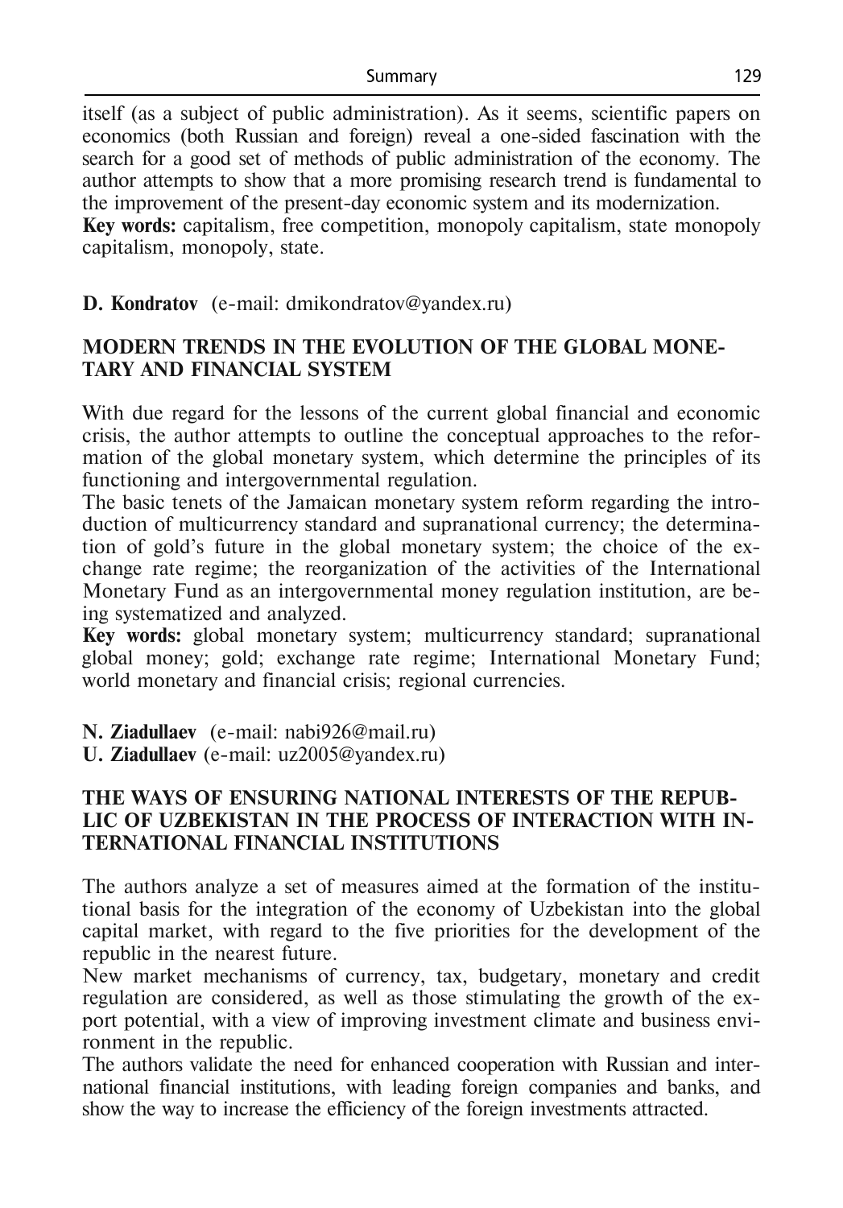itself (as a subject of public administration). As it seems, scientific papers on economics (both Russian and foreign) reveal a one-sided fascination with the search for a good set of methods of public administration of the economy. The author attempts to show that a more promising research trend is fundamental to the improvement of the present-day economic system and its modernization.

**Key words:** capitalism, free competition, monopoly capitalism, state monopoly capitalism, monopoly, state.

**D. Kondratov** (e-mail: dmikondratov@yandex.ru)

**MODERN TRENDS IN THE EVOLUTION OF THE GLOBAL MONETARY AND FINANCIAL SYSTEM**

With due regard for the lessons of the current global financial and economic crisis, the author attempts to outline the conceptual approaches to the reformation of the global monetary system, which determine the principles of its functioning and intergovernmental regulation.

The basic tenets of the Jamaican monetary system reform regarding the introduction of multicurrency standard and supranational currency; the determination of gold's future in the global monetary system; the choice of the exchange rate regime; the reorganization of the activities of the International Monetary Fund as an intergovernmental money regulation institution, are being systematized and analyzed.

**Key words:** global monetary system; multicurrency standard; supranational global money; gold; exchange rate regime; International Monetary Fund; world monetary and financial crisis; regional currencies.

**N. Ziadullaev** (e-mail: nabi926@mail.ru)
**U. Ziadullaev** (e-mail: uz2005@yandex.ru)

**THE WAYS OF ENSURING NATIONAL INTERESTS OF THE REPUBLIC OF UZBEKISTAN IN THE PROCESS OF INTERACTION WITH INTERNATIONAL FINANCIAL INSTITUTIONS**

The authors analyze a set of measures aimed at the formation of the institutional basis for the integration of the economy of Uzbekistan into the global capital market, with regard to the five priorities for the development of the republic in the nearest future.

New market mechanisms of currency, tax, budgetary, monetary and credit regulation are considered, as well as those stimulating the growth of the export potential, with a view of improving investment climate and business environment in the republic.

The authors validate the need for enhanced cooperation with Russian and international financial institutions, with leading foreign companies and banks, and show the way to increase the efficiency of the foreign investments attracted.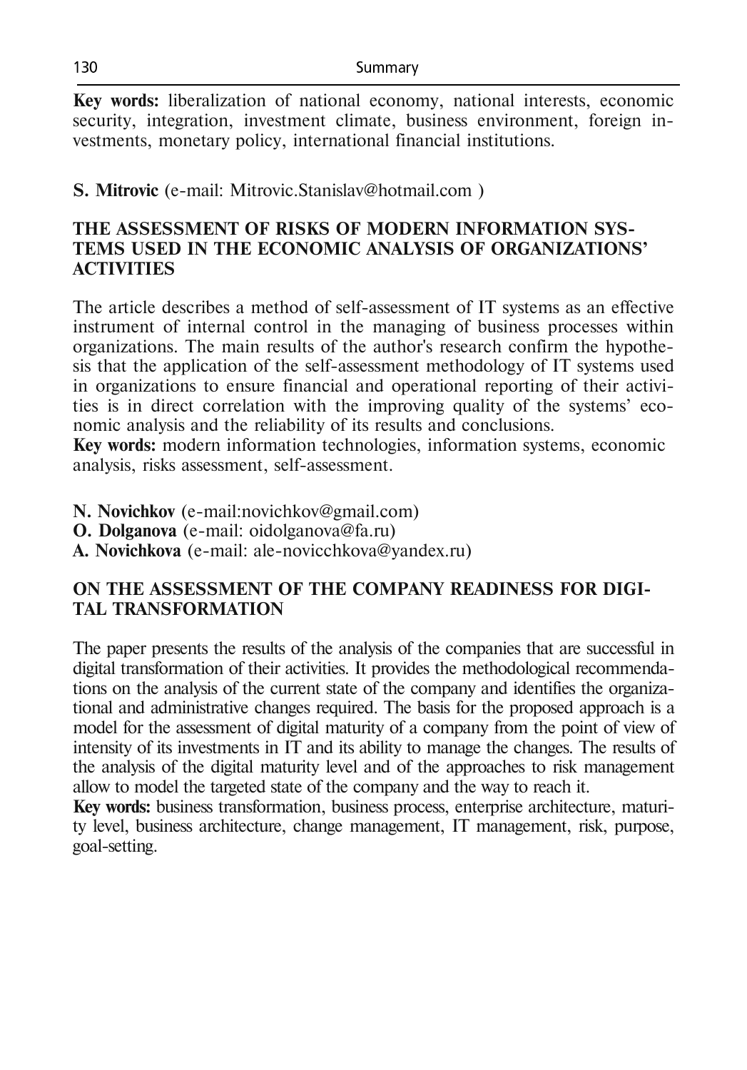**Key words:** liberalization of national economy, national interests, economic security, integration, investment climate, business environment, foreign investments, monetary policy, international financial institutions.

**S. Mitrovic** (e-mail: Mitrovic.Stanislav@hotmail.com )

## THE ASSESSMENT OF RISKS OF MODERN INFORMATION SYSTEMS USED IN THE ECONOMIC ANALYSIS OF ORGANIZATIONS' ACTIVITIES

The article describes a method of self-assessment of IT systems as an effective instrument of internal control in the managing of business processes within organizations. The main results of the author's research confirm the hypothesis that the application of the self-assessment methodology of IT systems used in organizations to ensure financial and operational reporting of their activities is in direct correlation with the improving quality of the systems' economic analysis and the reliability of its results and conclusions.

**Key words:** modern information technologies, information systems, economic analysis, risks assessment, self-assessment.

**N. Novichkov** (e-mail:novichkov@gmail.com)
**O. Dolganova** (e-mail: oidolganova@fa.ru)
**A. Novichkova** (e-mail: ale-novicchkova@yandex.ru)

## ON THE ASSESSMENT OF THE COMPANY READINESS FOR DIGITAL TRANSFORMATION

The paper presents the results of the analysis of the companies that are successful in digital transformation of their activities. It provides the methodological recommendations on the analysis of the current state of the company and identifies the organizational and administrative changes required. The basis for the proposed approach is a model for the assessment of digital maturity of a company from the point of view of intensity of its investments in IT and its ability to manage the changes. The results of the analysis of the digital maturity level and of the approaches to risk management allow to model the targeted state of the company and the way to reach it.

**Key words:** business transformation, business process, enterprise architecture, maturity level, business architecture, change management, IT management, risk, purpose, goal-setting.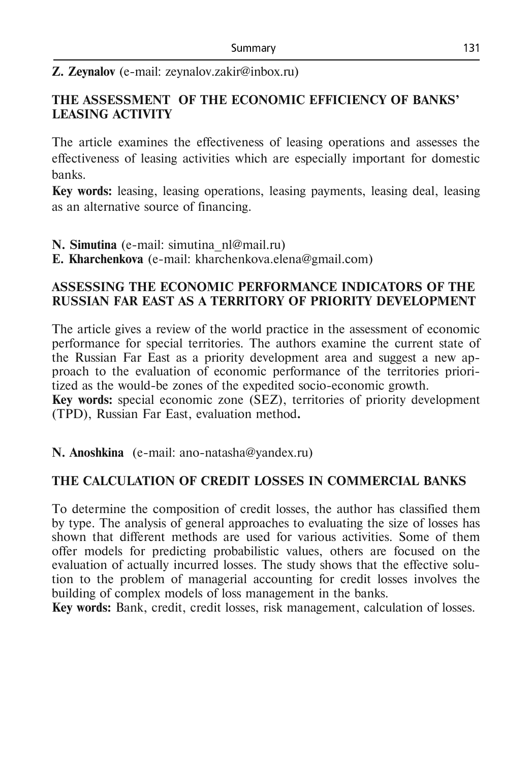**Z. Zeynalov** (e-mail: zeynalov.zakir@inbox.ru)

### THE ASSESSMENT OF THE ECONOMIC EFFICIENCY OF BANKS' LEASING ACTIVITY

The article examines the effectiveness of leasing operations and assesses the effectiveness of leasing activities which are especially important for domestic banks.

**Key words:** leasing, leasing operations, leasing payments, leasing deal, leasing as an alternative source of financing.

**N. Simutina** (e-mail: simutina_nl@mail.ru)
**E. Kharchenkova** (e-mail: kharchenkova.elena@gmail.com)

### ASSESSING THE ECONOMIC PERFORMANCE INDICATORS OF THE RUSSIAN FAR EAST AS A TERRITORY OF PRIORITY DEVELOPMENT

The article gives a review of the world practice in the assessment of economic performance for special territories. The authors examine the current state of the Russian Far East as a priority development area and suggest a new approach to the evaluation of economic performance of the territories prioritized as the would-be zones of the expedited socio-economic growth.

**Key words:** special economic zone (SEZ), territories of priority development (TPD), Russian Far East, evaluation method**.**

**N. Anoshkina** (e-mail: ano-natasha@yandex.ru)

### THE CALCULATION OF CREDIT LOSSES IN COMMERCIAL BANKS

To determine the composition of credit losses, the author has classified them by type. The analysis of general approaches to evaluating the size of losses has shown that different methods are used for various activities. Some of them offer models for predicting probabilistic values, others are focused on the evaluation of actually incurred losses. The study shows that the effective solution to the problem of managerial accounting for credit losses involves the building of complex models of loss management in the banks.

**Key words:** Bank, credit, credit losses, risk management, calculation of losses.